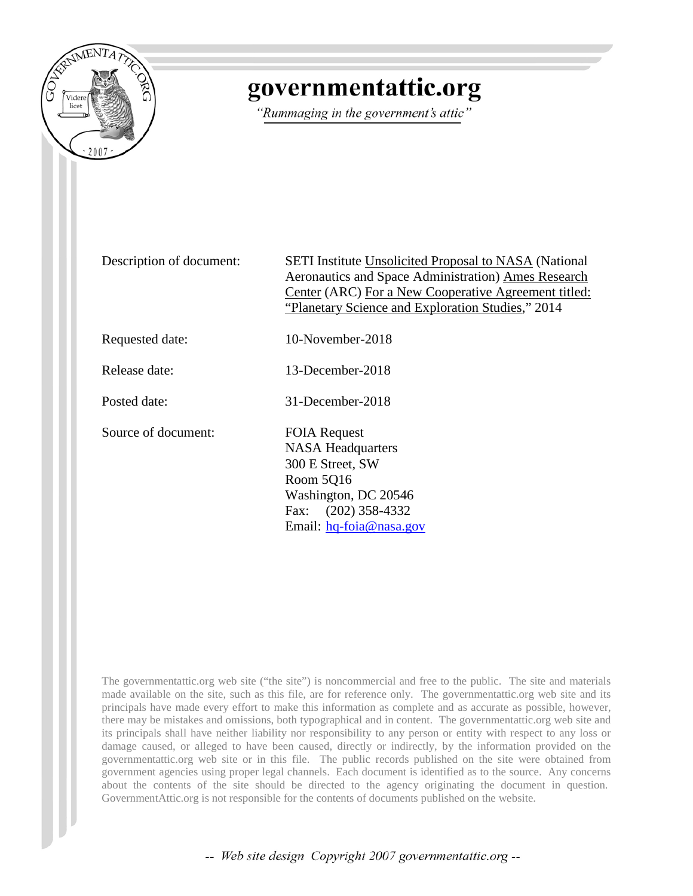# governmentattic.org

*"Rummaging in the government's attic"*

| | |
|---|---|
| Description of document: | SETI Institute Unsolicited Proposal to NASA (National Aeronautics and Space Administration) Ames Research Center (ARC) For a New Cooperative Agreement titled: "Planetary Science and Exploration Studies," 2014 |
| Requested date: | 10-November-2018 |
| Release date: | 13-December-2018 |
| Posted date: | 31-December-2018 |
| Source of document: | FOIA Request<br>NASA Headquarters<br>300 E Street, SW<br>Room 5Q16<br>Washington, DC 20546<br>Fax: (202) 358-4332<br>Email: hq-foia@nasa.gov |

The governmentattic.org web site ("the site") is noncommercial and free to the public. The site and materials made available on the site, such as this file, are for reference only. The governmentattic.org web site and its principals have made every effort to make this information as complete and as accurate as possible, however, there may be mistakes and omissions, both typographical and in content. The governmentattic.org web site and its principals shall have neither liability nor responsibility to any person or entity with respect to any loss or damage caused, or alleged to have been caused, directly or indirectly, by the information provided on the governmentattic.org web site or in this file. The public records published on the site were obtained from government agencies using proper legal channels. Each document is identified as to the source. Any concerns about the contents of the site should be directed to the agency originating the document in question. GovernmentAttic.org is not responsible for the contents of documents published on the website.

*-- Web site design Copyright 2007 governmentattic.org --*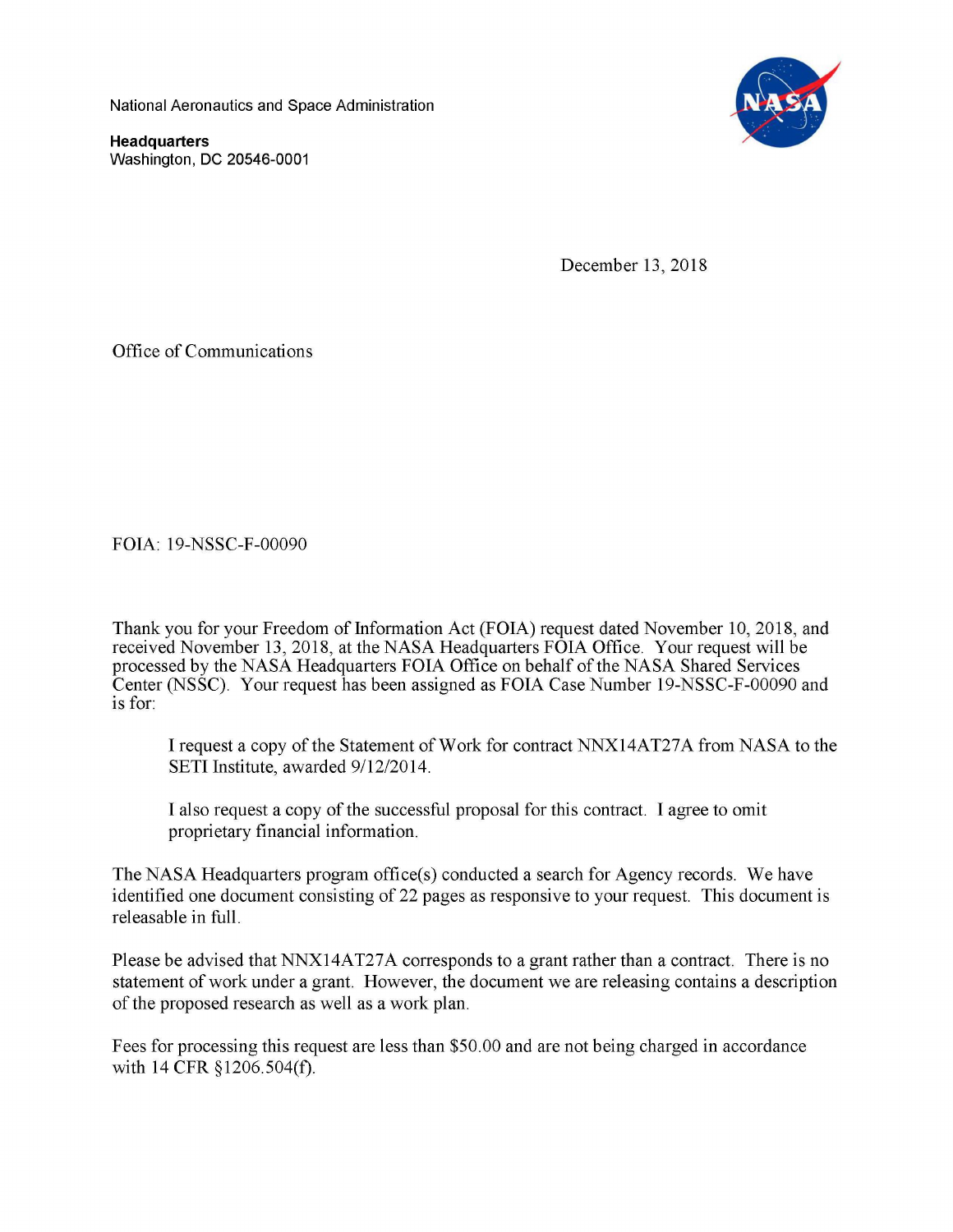National Aeronautics and Space Administration

**Headquarters**
Washington, DC 20546-0001

December 13, 2018

Office of Communications

FOIA: 19-NSSC-F-00090

Thank you for your Freedom of Information Act (FOIA) request dated November 10, 2018, and received November 13, 2018, at the NASA Headquarters FOIA Office. Your request will be processed by the NASA Headquarters FOIA Office on behalf of the NASA Shared Services Center (NSSC). Your request has been assigned as FOIA Case Number 19-NSSC-F-00090 and is for:

> I request a copy of the Statement of Work for contract NNX14AT27A from NASA to the SETI Institute, awarded 9/12/2014.
>
> I also request a copy of the successful proposal for this contract. I agree to omit proprietary financial information.

The NASA Headquarters program office(s) conducted a search for Agency records. We have identified one document consisting of 22 pages as responsive to your request. This document is releasable in full.

Please be advised that NNX14AT27A corresponds to a grant rather than a contract. There is no statement of work under a grant. However, the document we are releasing contains a description of the proposed research as well as a work plan.

Fees for processing this request are less than $50.00 and are not being charged in accordance with 14 CFR §1206.504(f).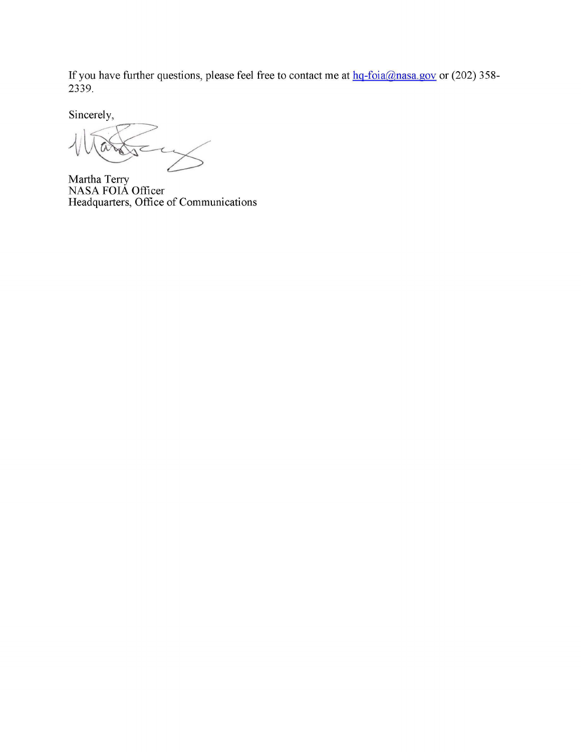If you have further questions, please feel free to contact me at hq-foia@nasa.gov or (202) 358-2339.

Sincerely,

Martha Terry
NASA FOIA Officer
Headquarters, Office of Communications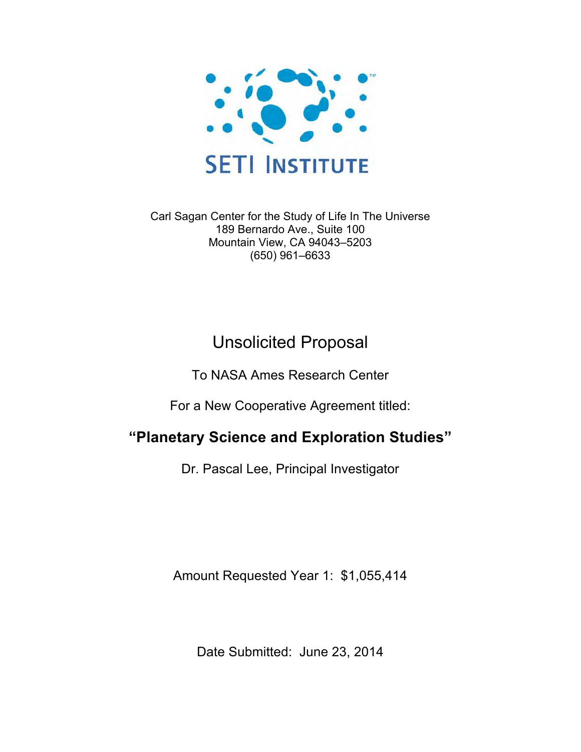SETI INSTITUTE

Carl Sagan Center for the Study of Life In The Universe
189 Bernardo Ave., Suite 100
Mountain View, CA 94043–5203
(650) 961–6633

# Unsolicited Proposal

To NASA Ames Research Center

For a New Cooperative Agreement titled:

## **"Planetary Science and Exploration Studies"**

Dr. Pascal Lee, Principal Investigator

Amount Requested Year 1: $1,055,414

Date Submitted: June 23, 2014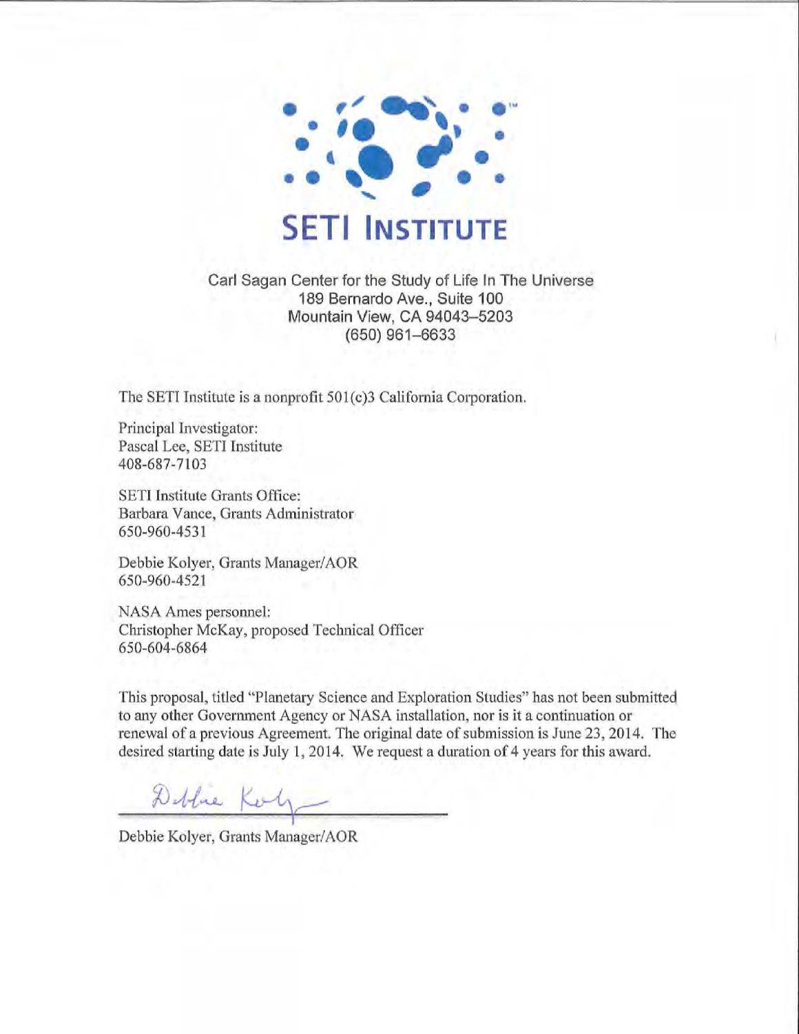# SETI INSTITUTE

Carl Sagan Center for the Study of Life In The Universe
189 Bernardo Ave., Suite 100
Mountain View, CA 94043–5203
(650) 961–6633

The SETI Institute is a nonprofit 501(c)3 California Corporation.

Principal Investigator:
Pascal Lee, SETI Institute
408-687-7103

SETI Institute Grants Office:
Barbara Vance, Grants Administrator
650-960-4531

Debbie Kolyer, Grants Manager/AOR
650-960-4521

NASA Ames personnel:
Christopher McKay, proposed Technical Officer
650-604-6864

This proposal, titled "Planetary Science and Exploration Studies" has not been submitted to any other Government Agency or NASA installation, nor is it a continuation or renewal of a previous Agreement. The original date of submission is June 23, 2014. The desired starting date is July 1, 2014. We request a duration of 4 years for this award.

Debbie Kolyer

Debbie Kolyer, Grants Manager/AOR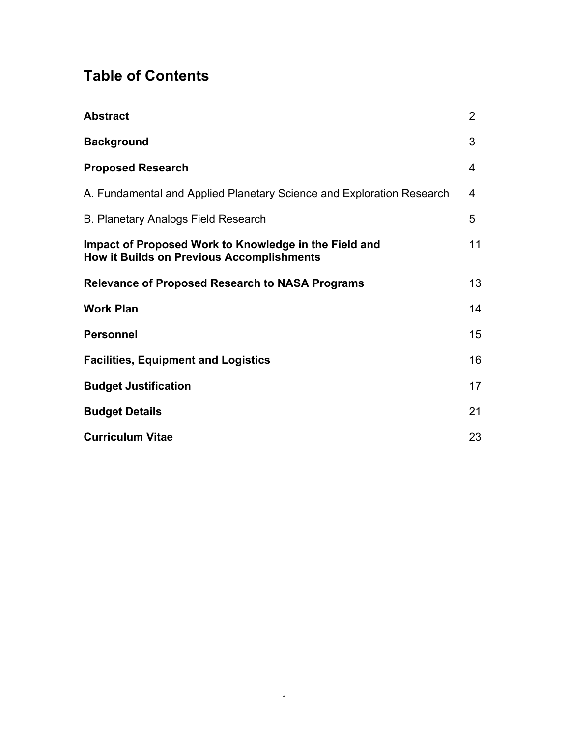# Table of Contents

| | |
|---|---|
| **Abstract** | 2 |
| **Background** | 3 |
| **Proposed Research** | 4 |
| A. Fundamental and Applied Planetary Science and Exploration Research | 4 |
| B. Planetary Analogs Field Research | 5 |
| **Impact of Proposed Work to Knowledge in the Field and How it Builds on Previous Accomplishments** | 11 |
| **Relevance of Proposed Research to NASA Programs** | 13 |
| **Work Plan** | 14 |
| **Personnel** | 15 |
| **Facilities, Equipment and Logistics** | 16 |
| **Budget Justification** | 17 |
| **Budget Details** | 21 |
| **Curriculum Vitae** | 23 |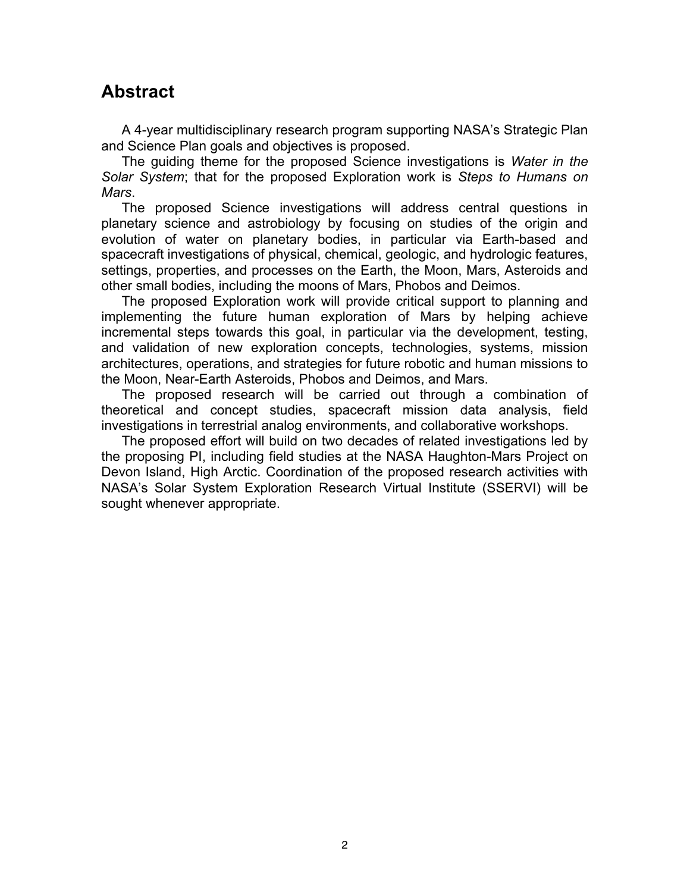## Abstract

A 4-year multidisciplinary research program supporting NASA's Strategic Plan and Science Plan goals and objectives is proposed.

The guiding theme for the proposed Science investigations is *Water in the Solar System*; that for the proposed Exploration work is *Steps to Humans on Mars*.

The proposed Science investigations will address central questions in planetary science and astrobiology by focusing on studies of the origin and evolution of water on planetary bodies, in particular via Earth-based and spacecraft investigations of physical, chemical, geologic, and hydrologic features, settings, properties, and processes on the Earth, the Moon, Mars, Asteroids and other small bodies, including the moons of Mars, Phobos and Deimos.

The proposed Exploration work will provide critical support to planning and implementing the future human exploration of Mars by helping achieve incremental steps towards this goal, in particular via the development, testing, and validation of new exploration concepts, technologies, systems, mission architectures, operations, and strategies for future robotic and human missions to the Moon, Near-Earth Asteroids, Phobos and Deimos, and Mars.

The proposed research will be carried out through a combination of theoretical and concept studies, spacecraft mission data analysis, field investigations in terrestrial analog environments, and collaborative workshops.

The proposed effort will build on two decades of related investigations led by the proposing PI, including field studies at the NASA Haughton-Mars Project on Devon Island, High Arctic. Coordination of the proposed research activities with NASA's Solar System Exploration Research Virtual Institute (SSERVI) will be sought whenever appropriate.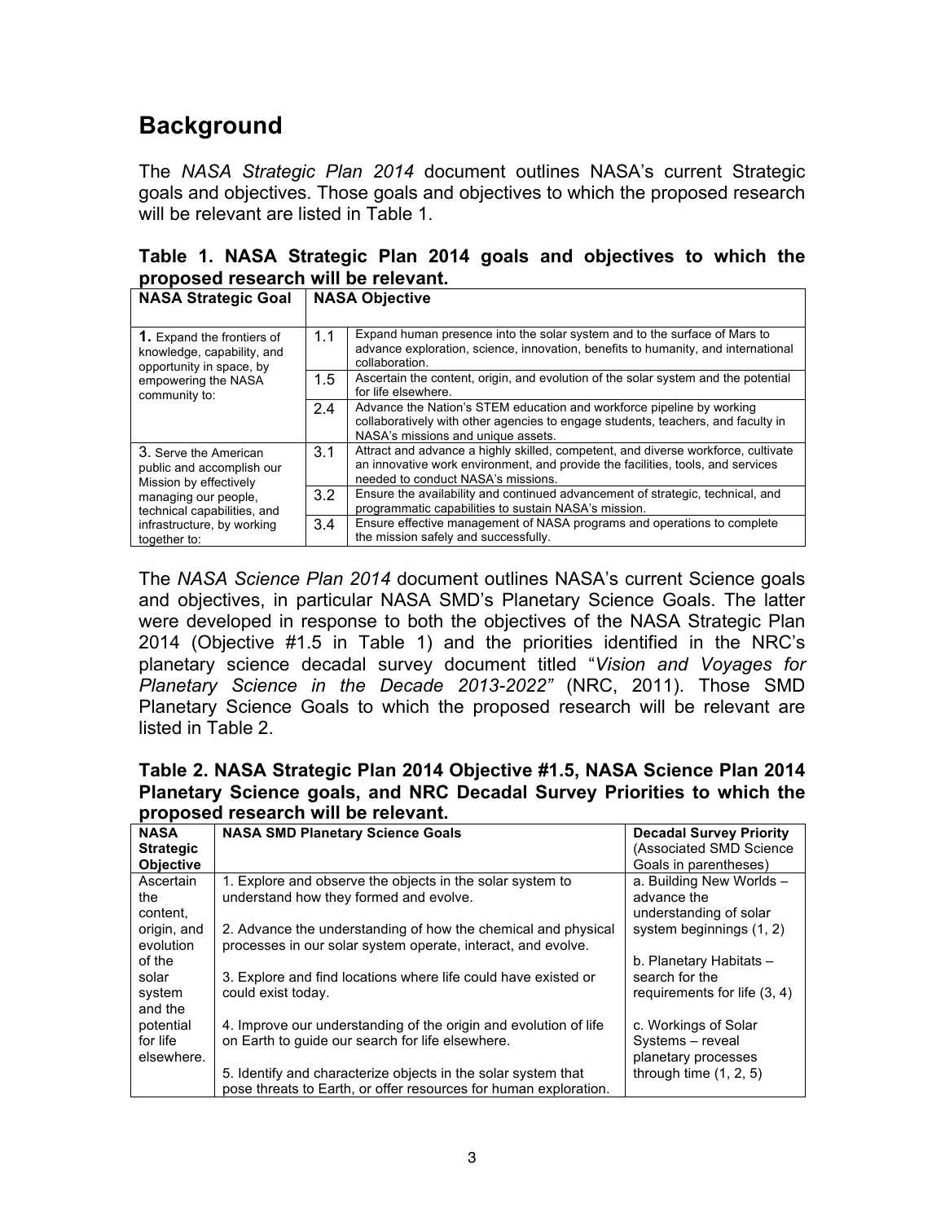# Background

The *NASA Strategic Plan 2014* document outlines NASA's current Strategic goals and objectives. Those goals and objectives to which the proposed research will be relevant are listed in Table 1.

**Table 1. NASA Strategic Plan 2014 goals and objectives to which the proposed research will be relevant.**

| NASA Strategic Goal | NASA Objective | |
|---|---|---|
| **1.** Expand the frontiers of knowledge, capability, and opportunity in space, by empowering the NASA community to: | 1.1 | Expand human presence into the solar system and to the surface of Mars to advance exploration, science, innovation, benefits to humanity, and international collaboration. |
| | 1.5 | Ascertain the content, origin, and evolution of the solar system and the potential for life elsewhere. |
| | 2.4 | Advance the Nation's STEM education and workforce pipeline by working collaboratively with other agencies to engage students, teachers, and faculty in NASA's missions and unique assets. |
| 3. Serve the American public and accomplish our Mission by effectively managing our people, technical capabilities, and infrastructure, by working together to: | 3.1 | Attract and advance a highly skilled, competent, and diverse workforce, cultivate an innovative work environment, and provide the facilities, tools, and services needed to conduct NASA's missions. |
| | 3.2 | Ensure the availability and continued advancement of strategic, technical, and programmatic capabilities to sustain NASA's mission. |
| | 3.4 | Ensure effective management of NASA programs and operations to complete the mission safely and successfully. |

The *NASA Science Plan 2014* document outlines NASA's current Science goals and objectives, in particular NASA SMD's Planetary Science Goals. The latter were developed in response to both the objectives of the NASA Strategic Plan 2014 (Objective #1.5 in Table 1) and the priorities identified in the NRC's planetary science decadal survey document titled "*Vision and Voyages for Planetary Science in the Decade 2013-2022"* (NRC, 2011). Those SMD Planetary Science Goals to which the proposed research will be relevant are listed in Table 2.

**Table 2. NASA Strategic Plan 2014 Objective #1.5, NASA Science Plan 2014 Planetary Science goals, and NRC Decadal Survey Priorities to which the proposed research will be relevant.**

| NASA Strategic Objective | NASA SMD Planetary Science Goals | Decadal Survey Priority (Associated SMD Science Goals in parentheses) |
|---|---|---|
| Ascertain the content, origin, and evolution of the solar system and the potential for life elsewhere. | 1. Explore and observe the objects in the solar system to understand how they formed and evolve.<br><br>2. Advance the understanding of how the chemical and physical processes in our solar system operate, interact, and evolve.<br><br>3. Explore and find locations where life could have existed or could exist today.<br><br>4. Improve our understanding of the origin and evolution of life on Earth to guide our search for life elsewhere.<br><br>5. Identify and characterize objects in the solar system that pose threats to Earth, or offer resources for human exploration. | a. Building New Worlds – advance the understanding of solar system beginnings (1, 2)<br><br>b. Planetary Habitats – search for the requirements for life (3, 4)<br><br>c. Workings of Solar Systems – reveal planetary processes through time (1, 2, 5) |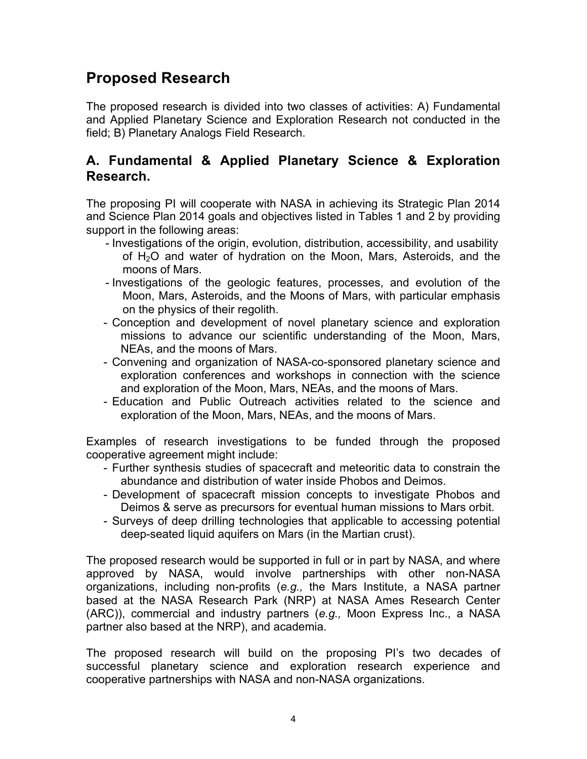## Proposed Research

The proposed research is divided into two classes of activities: A) Fundamental and Applied Planetary Science and Exploration Research not conducted in the field; B) Planetary Analogs Field Research.

### A. Fundamental & Applied Planetary Science & Exploration Research.

The proposing PI will cooperate with NASA in achieving its Strategic Plan 2014 and Science Plan 2014 goals and objectives listed in Tables 1 and 2 by providing support in the following areas:

- Investigations of the origin, evolution, distribution, accessibility, and usability of $H_2O$ and water of hydration on the Moon, Mars, Asteroids, and the moons of Mars.
- Investigations of the geologic features, processes, and evolution of the Moon, Mars, Asteroids, and the Moons of Mars, with particular emphasis on the physics of their regolith.
- Conception and development of novel planetary science and exploration missions to advance our scientific understanding of the Moon, Mars, NEAs, and the moons of Mars.
- Convening and organization of NASA-co-sponsored planetary science and exploration conferences and workshops in connection with the science and exploration of the Moon, Mars, NEAs, and the moons of Mars.
- Education and Public Outreach activities related to the science and exploration of the Moon, Mars, NEAs, and the moons of Mars.

Examples of research investigations to be funded through the proposed cooperative agreement might include:

- Further synthesis studies of spacecraft and meteoritic data to constrain the abundance and distribution of water inside Phobos and Deimos.
- Development of spacecraft mission concepts to investigate Phobos and Deimos & serve as precursors for eventual human missions to Mars orbit.
- Surveys of deep drilling technologies that applicable to accessing potential deep-seated liquid aquifers on Mars (in the Martian crust).

The proposed research would be supported in full or in part by NASA, and where approved by NASA, would involve partnerships with other non-NASA organizations, including non-profits (*e.g.,* the Mars Institute, a NASA partner based at the NASA Research Park (NRP) at NASA Ames Research Center (ARC)), commercial and industry partners (*e.g.,* Moon Express Inc., a NASA partner also based at the NRP), and academia.

The proposed research will build on the proposing PI's two decades of successful planetary science and exploration research experience and cooperative partnerships with NASA and non-NASA organizations.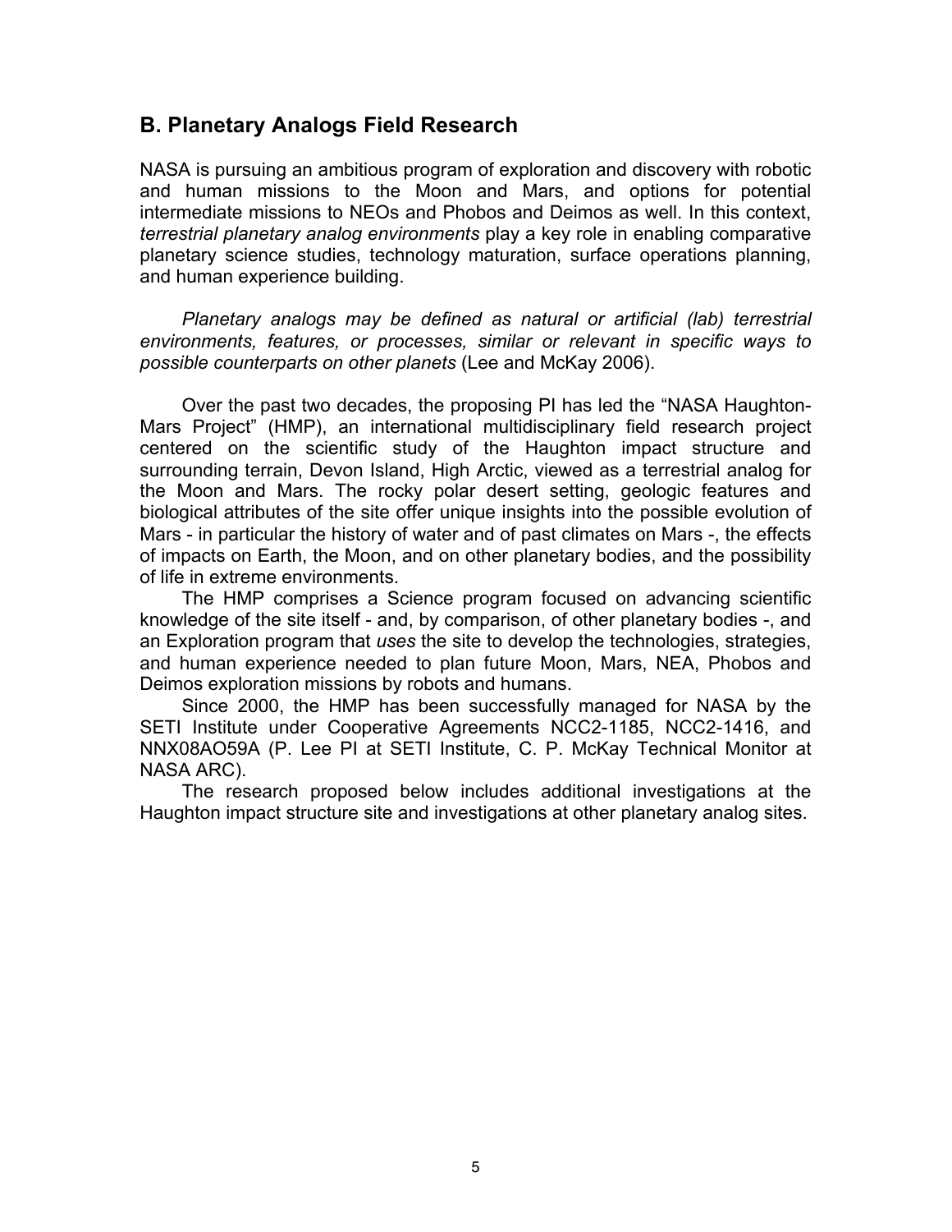## B. Planetary Analogs Field Research

NASA is pursuing an ambitious program of exploration and discovery with robotic and human missions to the Moon and Mars, and options for potential intermediate missions to NEOs and Phobos and Deimos as well. In this context, *terrestrial planetary analog environments* play a key role in enabling comparative planetary science studies, technology maturation, surface operations planning, and human experience building.

*Planetary analogs may be defined as natural or artificial (lab) terrestrial environments, features, or processes, similar or relevant in specific ways to possible counterparts on other planets* (Lee and McKay 2006).

Over the past two decades, the proposing PI has led the "NASA Haughton-Mars Project" (HMP), an international multidisciplinary field research project centered on the scientific study of the Haughton impact structure and surrounding terrain, Devon Island, High Arctic, viewed as a terrestrial analog for the Moon and Mars. The rocky polar desert setting, geologic features and biological attributes of the site offer unique insights into the possible evolution of Mars - in particular the history of water and of past climates on Mars -, the effects of impacts on Earth, the Moon, and on other planetary bodies, and the possibility of life in extreme environments.

The HMP comprises a Science program focused on advancing scientific knowledge of the site itself - and, by comparison, of other planetary bodies -, and an Exploration program that *uses* the site to develop the technologies, strategies, and human experience needed to plan future Moon, Mars, NEA, Phobos and Deimos exploration missions by robots and humans.

Since 2000, the HMP has been successfully managed for NASA by the SETI Institute under Cooperative Agreements NCC2-1185, NCC2-1416, and NNX08AO59A (P. Lee PI at SETI Institute, C. P. McKay Technical Monitor at NASA ARC).

The research proposed below includes additional investigations at the Haughton impact structure site and investigations at other planetary analog sites.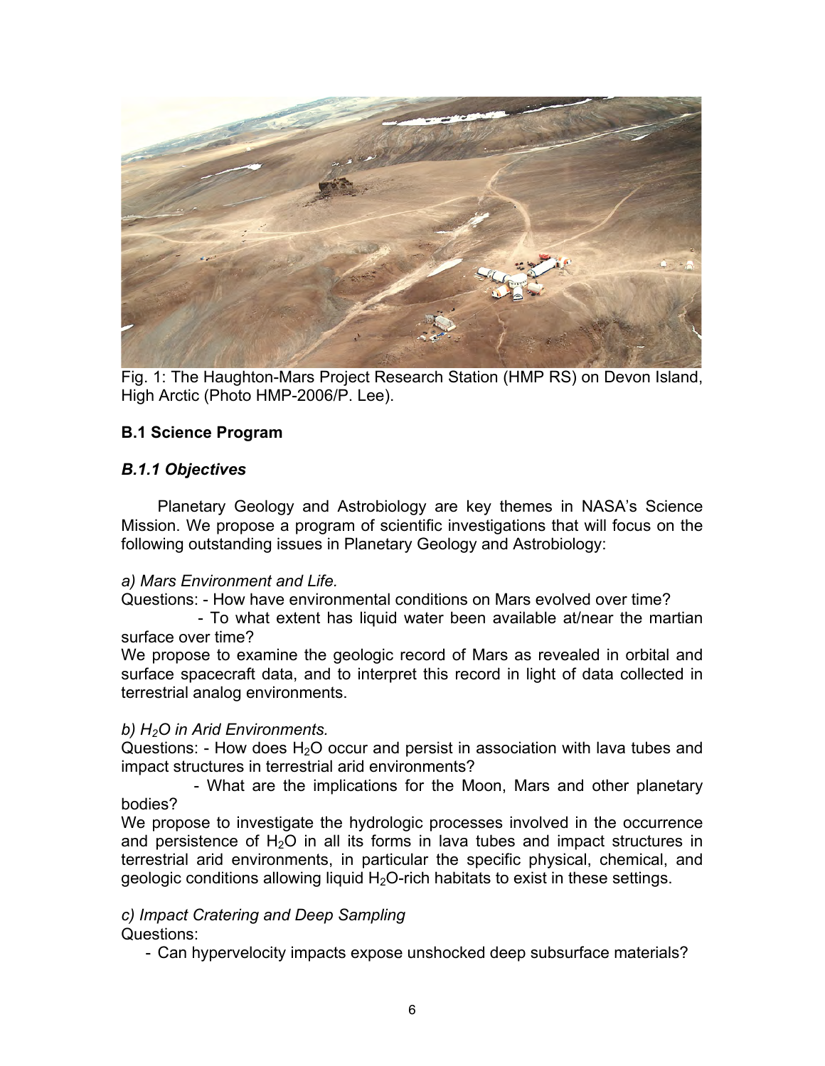Fig. 1: The Haughton-Mars Project Research Station (HMP RS) on Devon Island, High Arctic (Photo HMP-2006/P. Lee).

## B.1 Science Program

### *B.1.1 Objectives*

Planetary Geology and Astrobiology are key themes in NASA's Science Mission. We propose a program of scientific investigations that will focus on the following outstanding issues in Planetary Geology and Astrobiology:

*a) Mars Environment and Life.*

Questions: - How have environmental conditions on Mars evolved over time?

- To what extent has liquid water been available at/near the martian surface over time?

We propose to examine the geologic record of Mars as revealed in orbital and surface spacecraft data, and to interpret this record in light of data collected in terrestrial analog environments.

*b) $H_2O$ in Arid Environments.*

Questions: - How does $H_2O$ occur and persist in association with lava tubes and impact structures in terrestrial arid environments?

- What are the implications for the Moon, Mars and other planetary bodies?

We propose to investigate the hydrologic processes involved in the occurrence and persistence of $H_2O$ in all its forms in lava tubes and impact structures in terrestrial arid environments, in particular the specific physical, chemical, and geologic conditions allowing liquid $H_2O$-rich habitats to exist in these settings.

*c) Impact Cratering and Deep Sampling*

Questions:

- Can hypervelocity impacts expose unshocked deep subsurface materials?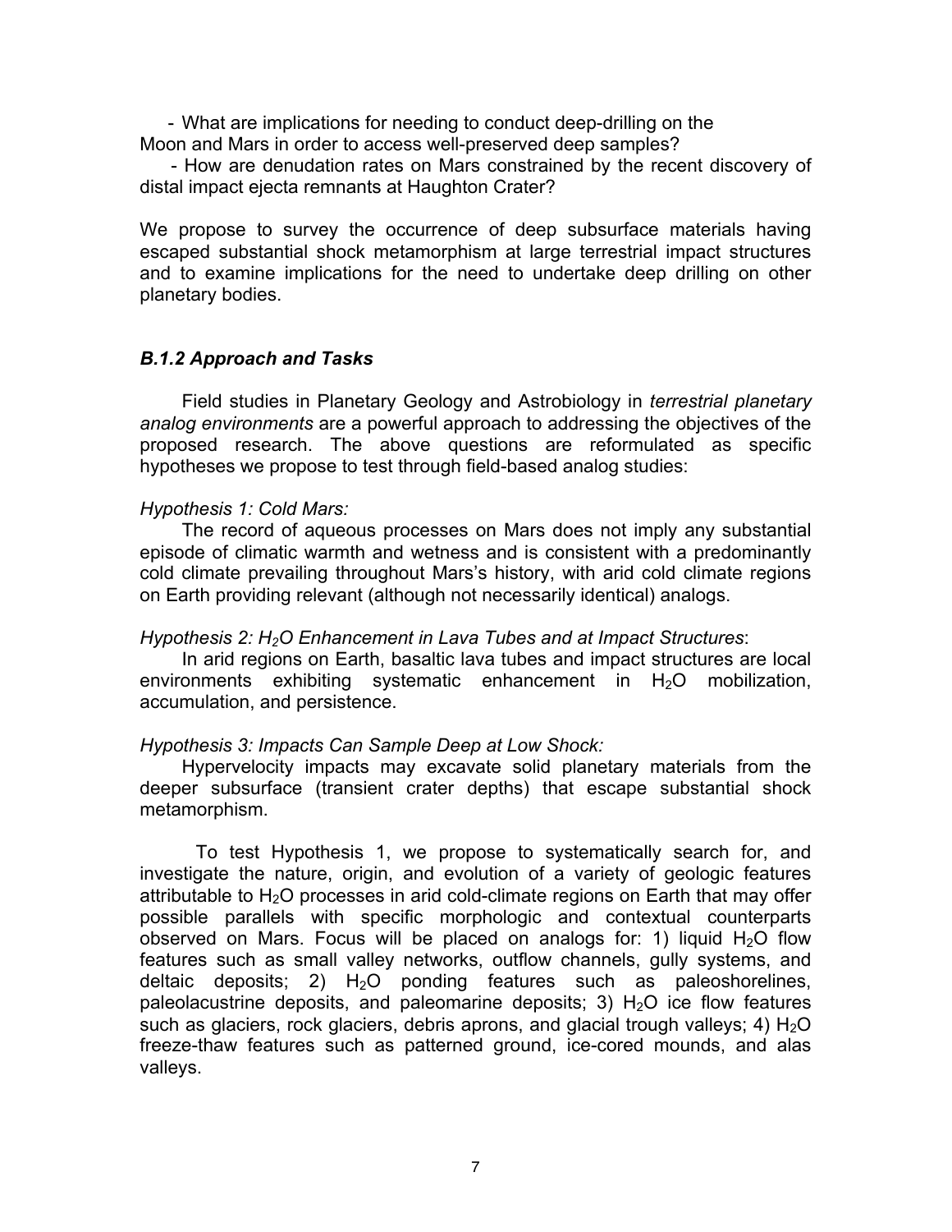- What are implications for needing to conduct deep-drilling on the Moon and Mars in order to access well-preserved deep samples?

- How are denudation rates on Mars constrained by the recent discovery of distal impact ejecta remnants at Haughton Crater?

We propose to survey the occurrence of deep subsurface materials having escaped substantial shock metamorphism at large terrestrial impact structures and to examine implications for the need to undertake deep drilling on other planetary bodies.

### *B.1.2 Approach and Tasks*

Field studies in Planetary Geology and Astrobiology in *terrestrial planetary analog environments* are a powerful approach to addressing the objectives of the proposed research. The above questions are reformulated as specific hypotheses we propose to test through field-based analog studies:

*Hypothesis 1: Cold Mars:*

The record of aqueous processes on Mars does not imply any substantial episode of climatic warmth and wetness and is consistent with a predominantly cold climate prevailing throughout Mars's history, with arid cold climate regions on Earth providing relevant (although not necessarily identical) analogs.

*Hypothesis 2: $H_2O$ Enhancement in Lava Tubes and at Impact Structures*:

In arid regions on Earth, basaltic lava tubes and impact structures are local environments exhibiting systematic enhancement in $H_2O$ mobilization, accumulation, and persistence.

*Hypothesis 3: Impacts Can Sample Deep at Low Shock:*

Hypervelocity impacts may excavate solid planetary materials from the deeper subsurface (transient crater depths) that escape substantial shock metamorphism.

To test Hypothesis 1, we propose to systematically search for, and investigate the nature, origin, and evolution of a variety of geologic features attributable to $H_2O$ processes in arid cold-climate regions on Earth that may offer possible parallels with specific morphologic and contextual counterparts observed on Mars. Focus will be placed on analogs for: 1) liquid $H_2O$ flow features such as small valley networks, outflow channels, gully systems, and deltaic deposits; 2) $H_2O$ ponding features such as paleoshorelines, paleolacustrine deposits, and paleomarine deposits; 3) $H_2O$ ice flow features such as glaciers, rock glaciers, debris aprons, and glacial trough valleys; 4) $H_2O$ freeze-thaw features such as patterned ground, ice-cored mounds, and alas valleys.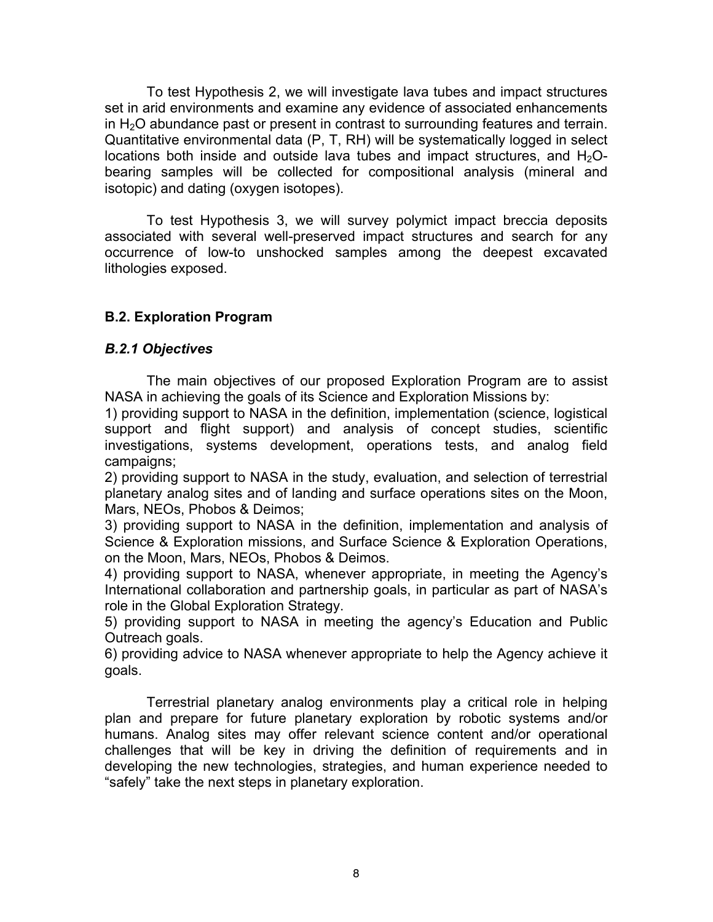To test Hypothesis 2, we will investigate lava tubes and impact structures set in arid environments and examine any evidence of associated enhancements in $H_2O$ abundance past or present in contrast to surrounding features and terrain. Quantitative environmental data (P, T, RH) will be systematically logged in select locations both inside and outside lava tubes and impact structures, and $H_2O$-bearing samples will be collected for compositional analysis (mineral and isotopic) and dating (oxygen isotopes).

To test Hypothesis 3, we will survey polymict impact breccia deposits associated with several well-preserved impact structures and search for any occurrence of low-to unshocked samples among the deepest excavated lithologies exposed.

## B.2. Exploration Program

### *B.2.1 Objectives*

The main objectives of our proposed Exploration Program are to assist NASA in achieving the goals of its Science and Exploration Missions by:

1) providing support to NASA in the definition, implementation (science, logistical support and flight support) and analysis of concept studies, scientific investigations, systems development, operations tests, and analog field campaigns;

2) providing support to NASA in the study, evaluation, and selection of terrestrial planetary analog sites and of landing and surface operations sites on the Moon, Mars, NEOs, Phobos & Deimos;

3) providing support to NASA in the definition, implementation and analysis of Science & Exploration missions, and Surface Science & Exploration Operations, on the Moon, Mars, NEOs, Phobos & Deimos.

4) providing support to NASA, whenever appropriate, in meeting the Agency's International collaboration and partnership goals, in particular as part of NASA's role in the Global Exploration Strategy.

5) providing support to NASA in meeting the agency's Education and Public Outreach goals.

6) providing advice to NASA whenever appropriate to help the Agency achieve it goals.

Terrestrial planetary analog environments play a critical role in helping plan and prepare for future planetary exploration by robotic systems and/or humans. Analog sites may offer relevant science content and/or operational challenges that will be key in driving the definition of requirements and in developing the new technologies, strategies, and human experience needed to "safely" take the next steps in planetary exploration.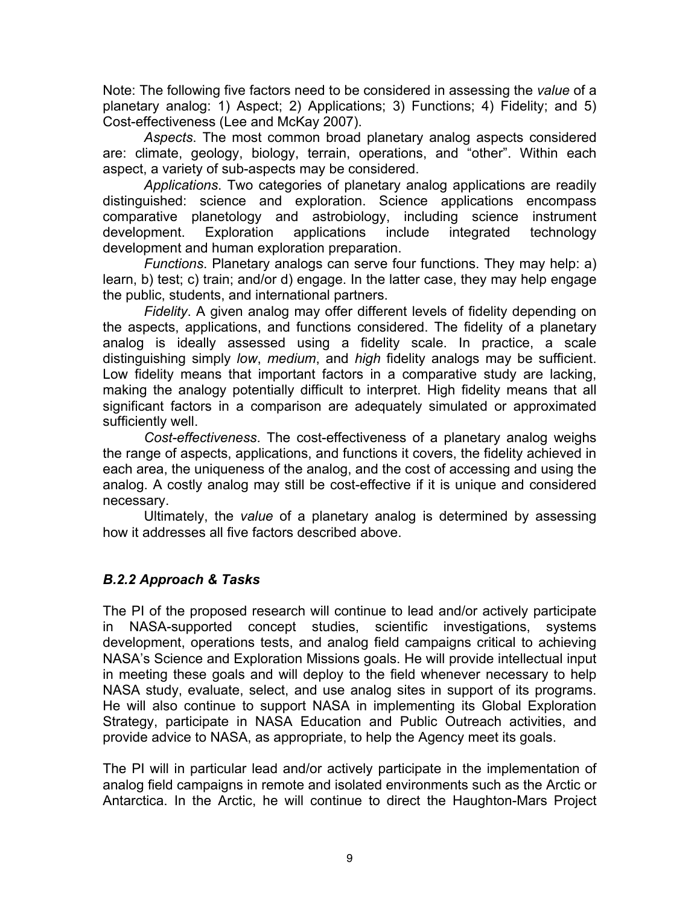Note: The following five factors need to be considered in assessing the *value* of a planetary analog: 1) Aspect; 2) Applications; 3) Functions; 4) Fidelity; and 5) Cost-effectiveness (Lee and McKay 2007).

*Aspects*. The most common broad planetary analog aspects considered are: climate, geology, biology, terrain, operations, and "other". Within each aspect, a variety of sub-aspects may be considered.

*Applications*. Two categories of planetary analog applications are readily distinguished: science and exploration. Science applications encompass comparative planetology and astrobiology, including science instrument development. Exploration applications include integrated technology development and human exploration preparation.

*Functions*. Planetary analogs can serve four functions. They may help: a) learn, b) test; c) train; and/or d) engage. In the latter case, they may help engage the public, students, and international partners.

*Fidelity*. A given analog may offer different levels of fidelity depending on the aspects, applications, and functions considered. The fidelity of a planetary analog is ideally assessed using a fidelity scale. In practice, a scale distinguishing simply *low*, *medium*, and *high* fidelity analogs may be sufficient. Low fidelity means that important factors in a comparative study are lacking, making the analogy potentially difficult to interpret. High fidelity means that all significant factors in a comparison are adequately simulated or approximated sufficiently well.

*Cost-effectiveness*. The cost-effectiveness of a planetary analog weighs the range of aspects, applications, and functions it covers, the fidelity achieved in each area, the uniqueness of the analog, and the cost of accessing and using the analog. A costly analog may still be cost-effective if it is unique and considered necessary.

Ultimately, the *value* of a planetary analog is determined by assessing how it addresses all five factors described above.

### *B.2.2 Approach & Tasks*

The PI of the proposed research will continue to lead and/or actively participate in NASA-supported concept studies, scientific investigations, systems development, operations tests, and analog field campaigns critical to achieving NASA's Science and Exploration Missions goals. He will provide intellectual input in meeting these goals and will deploy to the field whenever necessary to help NASA study, evaluate, select, and use analog sites in support of its programs. He will also continue to support NASA in implementing its Global Exploration Strategy, participate in NASA Education and Public Outreach activities, and provide advice to NASA, as appropriate, to help the Agency meet its goals.

The PI will in particular lead and/or actively participate in the implementation of analog field campaigns in remote and isolated environments such as the Arctic or Antarctica. In the Arctic, he will continue to direct the Haughton-Mars Project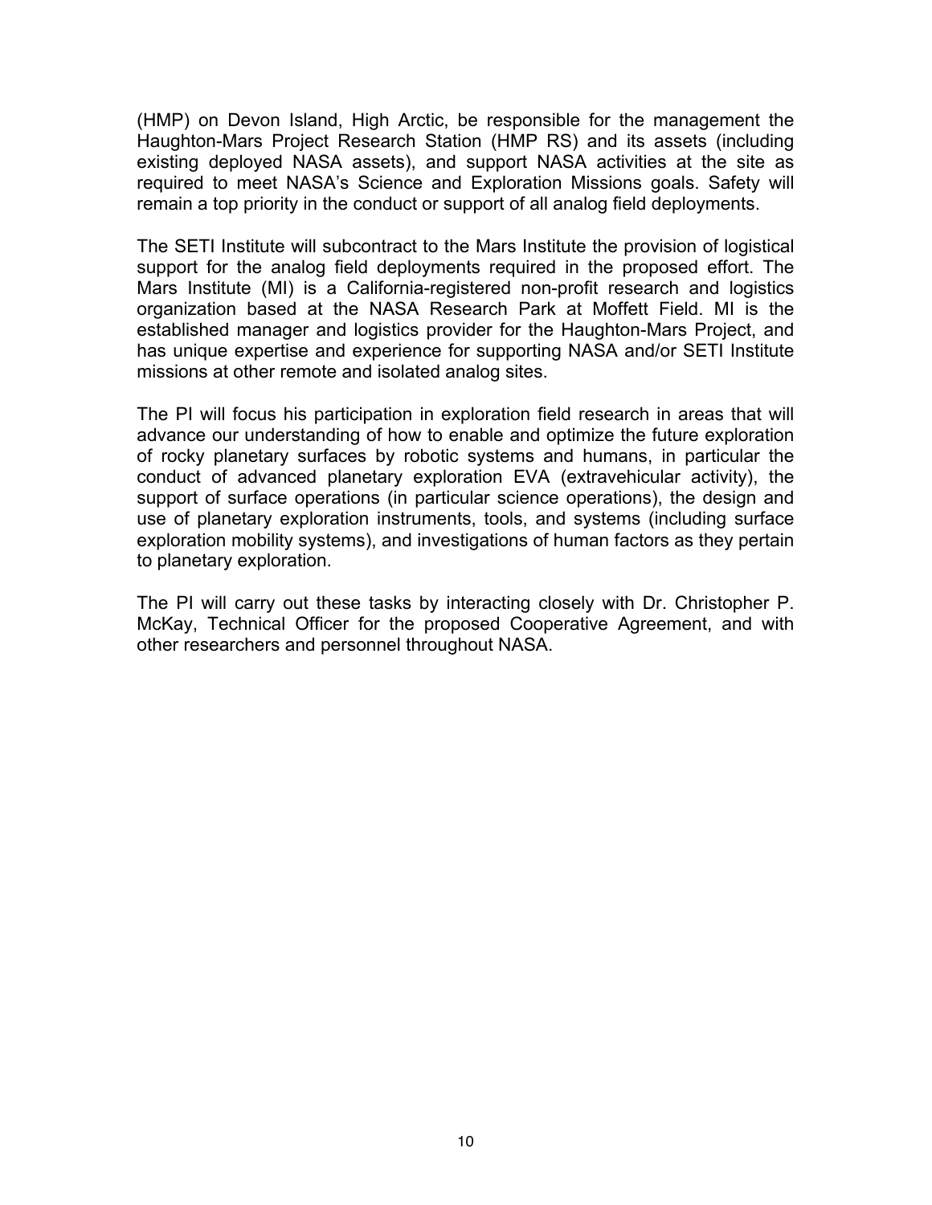(HMP) on Devon Island, High Arctic, be responsible for the management the Haughton-Mars Project Research Station (HMP RS) and its assets (including existing deployed NASA assets), and support NASA activities at the site as required to meet NASA's Science and Exploration Missions goals. Safety will remain a top priority in the conduct or support of all analog field deployments.

The SETI Institute will subcontract to the Mars Institute the provision of logistical support for the analog field deployments required in the proposed effort. The Mars Institute (MI) is a California-registered non-profit research and logistics organization based at the NASA Research Park at Moffett Field. MI is the established manager and logistics provider for the Haughton-Mars Project, and has unique expertise and experience for supporting NASA and/or SETI Institute missions at other remote and isolated analog sites.

The PI will focus his participation in exploration field research in areas that will advance our understanding of how to enable and optimize the future exploration of rocky planetary surfaces by robotic systems and humans, in particular the conduct of advanced planetary exploration EVA (extravehicular activity), the support of surface operations (in particular science operations), the design and use of planetary exploration instruments, tools, and systems (including surface exploration mobility systems), and investigations of human factors as they pertain to planetary exploration.

The PI will carry out these tasks by interacting closely with Dr. Christopher P. McKay, Technical Officer for the proposed Cooperative Agreement, and with other researchers and personnel throughout NASA.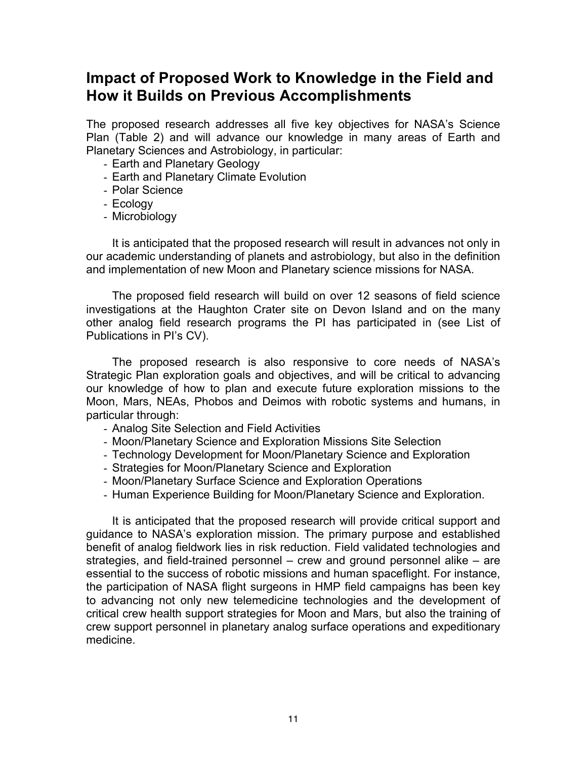## Impact of Proposed Work to Knowledge in the Field and How it Builds on Previous Accomplishments

The proposed research addresses all five key objectives for NASA's Science Plan (Table 2) and will advance our knowledge in many areas of Earth and Planetary Sciences and Astrobiology, in particular:

- Earth and Planetary Geology
- Earth and Planetary Climate Evolution
- Polar Science
- Ecology
- Microbiology

It is anticipated that the proposed research will result in advances not only in our academic understanding of planets and astrobiology, but also in the definition and implementation of new Moon and Planetary science missions for NASA.

The proposed field research will build on over 12 seasons of field science investigations at the Haughton Crater site on Devon Island and on the many other analog field research programs the PI has participated in (see List of Publications in PI's CV).

The proposed research is also responsive to core needs of NASA's Strategic Plan exploration goals and objectives, and will be critical to advancing our knowledge of how to plan and execute future exploration missions to the Moon, Mars, NEAs, Phobos and Deimos with robotic systems and humans, in particular through:

- Analog Site Selection and Field Activities
- Moon/Planetary Science and Exploration Missions Site Selection
- Technology Development for Moon/Planetary Science and Exploration
- Strategies for Moon/Planetary Science and Exploration
- Moon/Planetary Surface Science and Exploration Operations
- Human Experience Building for Moon/Planetary Science and Exploration.

It is anticipated that the proposed research will provide critical support and guidance to NASA's exploration mission. The primary purpose and established benefit of analog fieldwork lies in risk reduction. Field validated technologies and strategies, and field-trained personnel – crew and ground personnel alike – are essential to the success of robotic missions and human spaceflight. For instance, the participation of NASA flight surgeons in HMP field campaigns has been key to advancing not only new telemedicine technologies and the development of critical crew health support strategies for Moon and Mars, but also the training of crew support personnel in planetary analog surface operations and expeditionary medicine.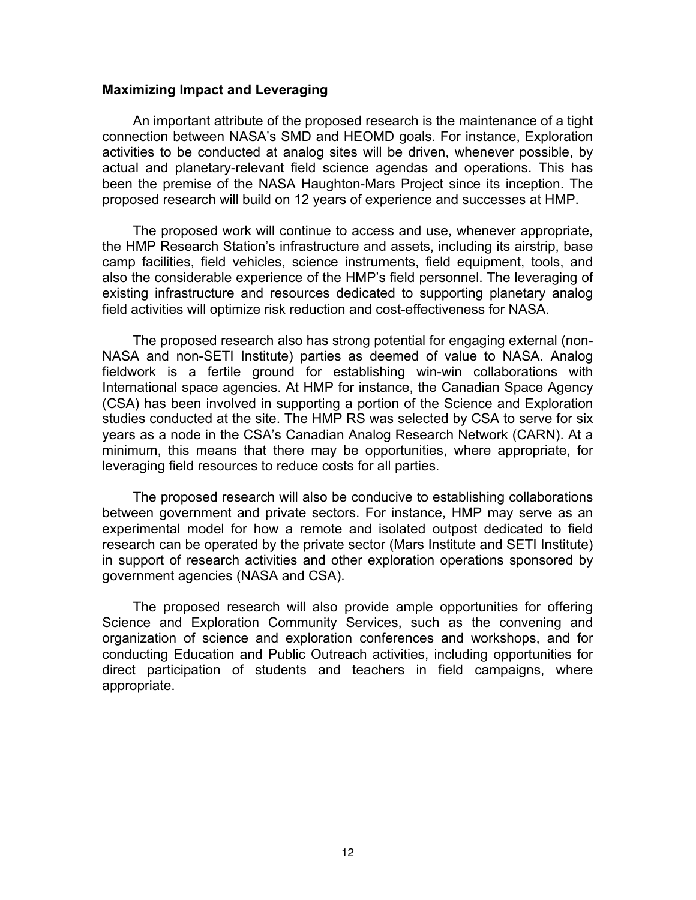**Maximizing Impact and Leveraging**

An important attribute of the proposed research is the maintenance of a tight connection between NASA's SMD and HEOMD goals. For instance, Exploration activities to be conducted at analog sites will be driven, whenever possible, by actual and planetary-relevant field science agendas and operations. This has been the premise of the NASA Haughton-Mars Project since its inception. The proposed research will build on 12 years of experience and successes at HMP.

The proposed work will continue to access and use, whenever appropriate, the HMP Research Station's infrastructure and assets, including its airstrip, base camp facilities, field vehicles, science instruments, field equipment, tools, and also the considerable experience of the HMP's field personnel. The leveraging of existing infrastructure and resources dedicated to supporting planetary analog field activities will optimize risk reduction and cost-effectiveness for NASA.

The proposed research also has strong potential for engaging external (non-NASA and non-SETI Institute) parties as deemed of value to NASA. Analog fieldwork is a fertile ground for establishing win-win collaborations with International space agencies. At HMP for instance, the Canadian Space Agency (CSA) has been involved in supporting a portion of the Science and Exploration studies conducted at the site. The HMP RS was selected by CSA to serve for six years as a node in the CSA's Canadian Analog Research Network (CARN). At a minimum, this means that there may be opportunities, where appropriate, for leveraging field resources to reduce costs for all parties.

The proposed research will also be conducive to establishing collaborations between government and private sectors. For instance, HMP may serve as an experimental model for how a remote and isolated outpost dedicated to field research can be operated by the private sector (Mars Institute and SETI Institute) in support of research activities and other exploration operations sponsored by government agencies (NASA and CSA).

The proposed research will also provide ample opportunities for offering Science and Exploration Community Services, such as the convening and organization of science and exploration conferences and workshops, and for conducting Education and Public Outreach activities, including opportunities for direct participation of students and teachers in field campaigns, where appropriate.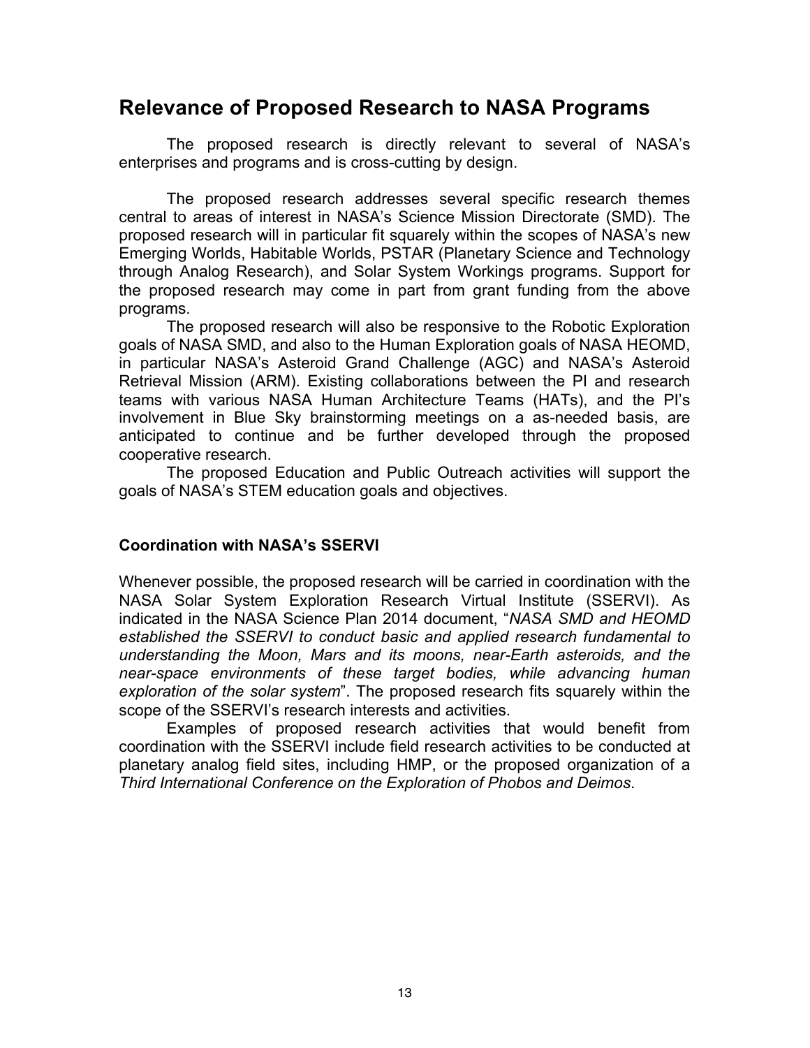## Relevance of Proposed Research to NASA Programs

The proposed research is directly relevant to several of NASA's enterprises and programs and is cross-cutting by design.

The proposed research addresses several specific research themes central to areas of interest in NASA's Science Mission Directorate (SMD). The proposed research will in particular fit squarely within the scopes of NASA's new Emerging Worlds, Habitable Worlds, PSTAR (Planetary Science and Technology through Analog Research), and Solar System Workings programs. Support for the proposed research may come in part from grant funding from the above programs.

The proposed research will also be responsive to the Robotic Exploration goals of NASA SMD, and also to the Human Exploration goals of NASA HEOMD, in particular NASA's Asteroid Grand Challenge (AGC) and NASA's Asteroid Retrieval Mission (ARM). Existing collaborations between the PI and research teams with various NASA Human Architecture Teams (HATs), and the PI's involvement in Blue Sky brainstorming meetings on a as-needed basis, are anticipated to continue and be further developed through the proposed cooperative research.

The proposed Education and Public Outreach activities will support the goals of NASA's STEM education goals and objectives.

### Coordination with NASA's SSERVI

Whenever possible, the proposed research will be carried in coordination with the NASA Solar System Exploration Research Virtual Institute (SSERVI). As indicated in the NASA Science Plan 2014 document, "*NASA SMD and HEOMD established the SSERVI to conduct basic and applied research fundamental to understanding the Moon, Mars and its moons, near-Earth asteroids, and the near-space environments of these target bodies, while advancing human exploration of the solar system*". The proposed research fits squarely within the scope of the SSERVI's research interests and activities.

Examples of proposed research activities that would benefit from coordination with the SSERVI include field research activities to be conducted at planetary analog field sites, including HMP, or the proposed organization of a *Third International Conference on the Exploration of Phobos and Deimos*.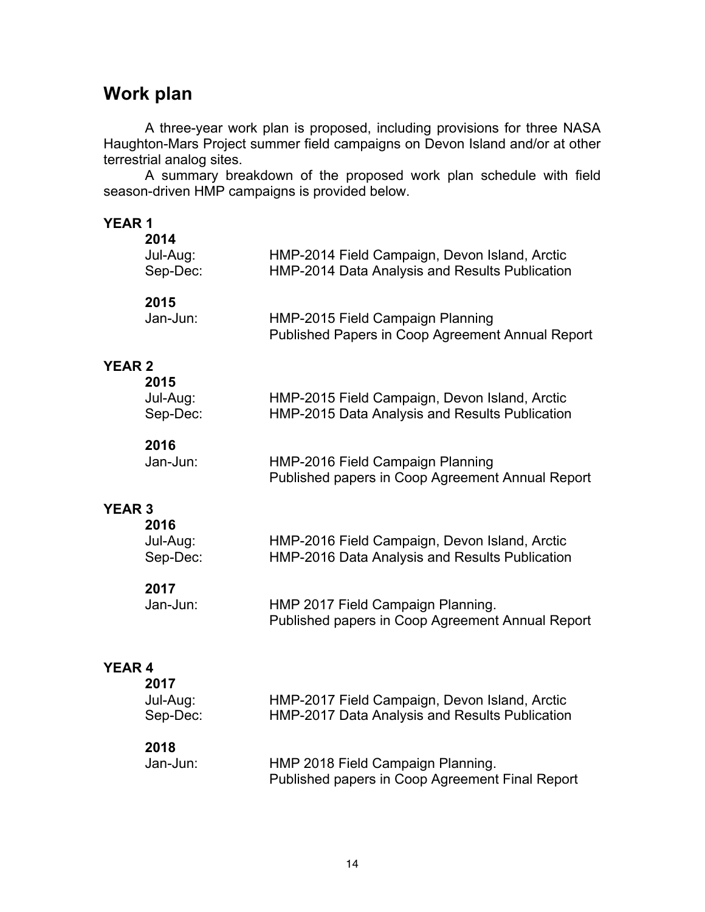## Work plan

A three-year work plan is proposed, including provisions for three NASA Haughton-Mars Project summer field campaigns on Devon Island and/or at other terrestrial analog sites.

A summary breakdown of the proposed work plan schedule with field season-driven HMP campaigns is provided below.

**YEAR 1**

**2014**

Jul-Aug: HMP-2014 Field Campaign, Devon Island, Arctic
Sep-Dec: HMP-2014 Data Analysis and Results Publication

**2015**

Jan-Jun: HMP-2015 Field Campaign Planning
Published Papers in Coop Agreement Annual Report

**YEAR 2**

**2015**

Jul-Aug: HMP-2015 Field Campaign, Devon Island, Arctic
Sep-Dec: HMP-2015 Data Analysis and Results Publication

**2016**

Jan-Jun: HMP-2016 Field Campaign Planning
Published papers in Coop Agreement Annual Report

**YEAR 3**

**2016**

Jul-Aug: HMP-2016 Field Campaign, Devon Island, Arctic
Sep-Dec: HMP-2016 Data Analysis and Results Publication

**2017**

Jan-Jun: HMP 2017 Field Campaign Planning.
Published papers in Coop Agreement Annual Report

**YEAR 4**

**2017**

Jul-Aug: HMP-2017 Field Campaign, Devon Island, Arctic
Sep-Dec: HMP-2017 Data Analysis and Results Publication

**2018**

Jan-Jun: HMP 2018 Field Campaign Planning.
Published papers in Coop Agreement Final Report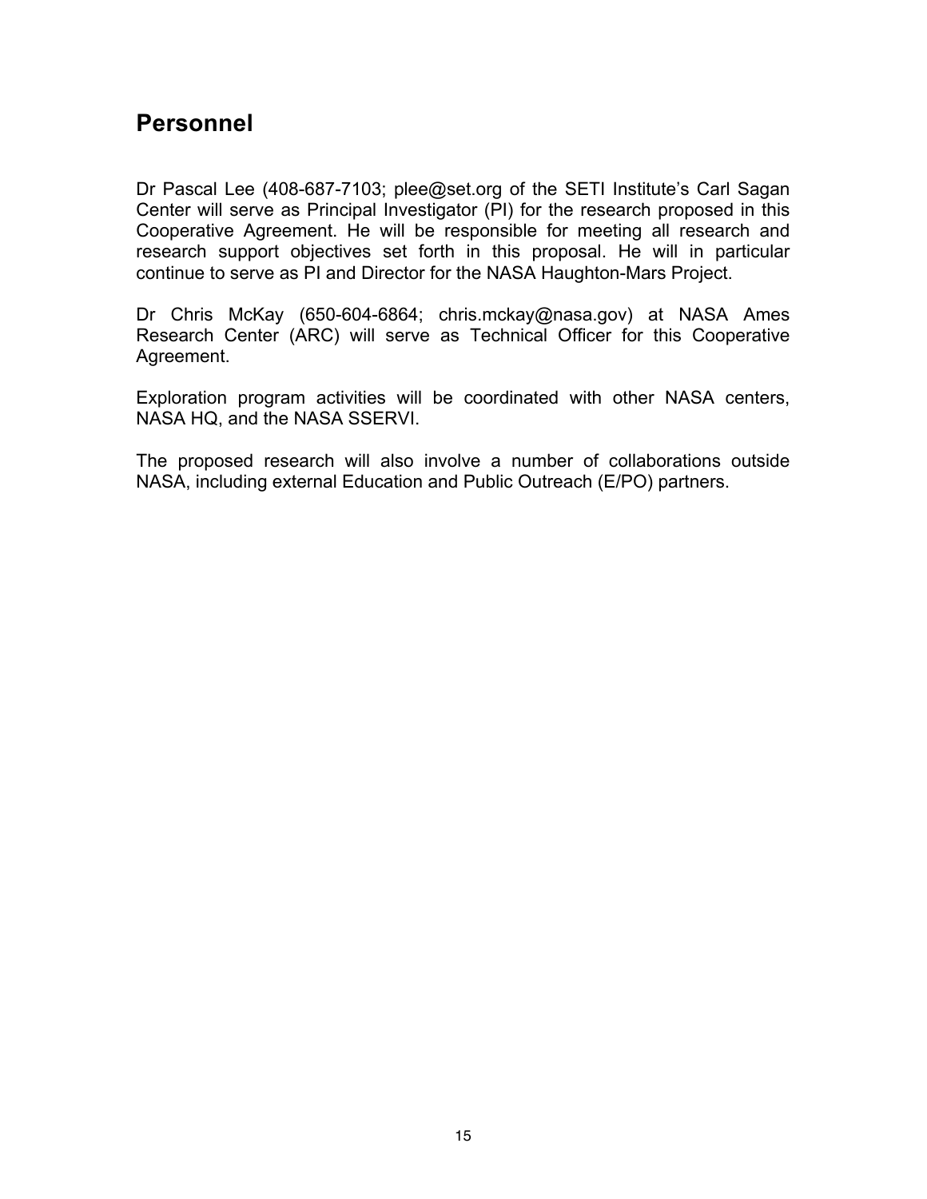## Personnel

Dr Pascal Lee (408-687-7103; plee@set.org of the SETI Institute's Carl Sagan Center will serve as Principal Investigator (PI) for the research proposed in this Cooperative Agreement. He will be responsible for meeting all research and research support objectives set forth in this proposal. He will in particular continue to serve as PI and Director for the NASA Haughton-Mars Project.

Dr Chris McKay (650-604-6864; chris.mckay@nasa.gov) at NASA Ames Research Center (ARC) will serve as Technical Officer for this Cooperative Agreement.

Exploration program activities will be coordinated with other NASA centers, NASA HQ, and the NASA SSERVI.

The proposed research will also involve a number of collaborations outside NASA, including external Education and Public Outreach (E/PO) partners.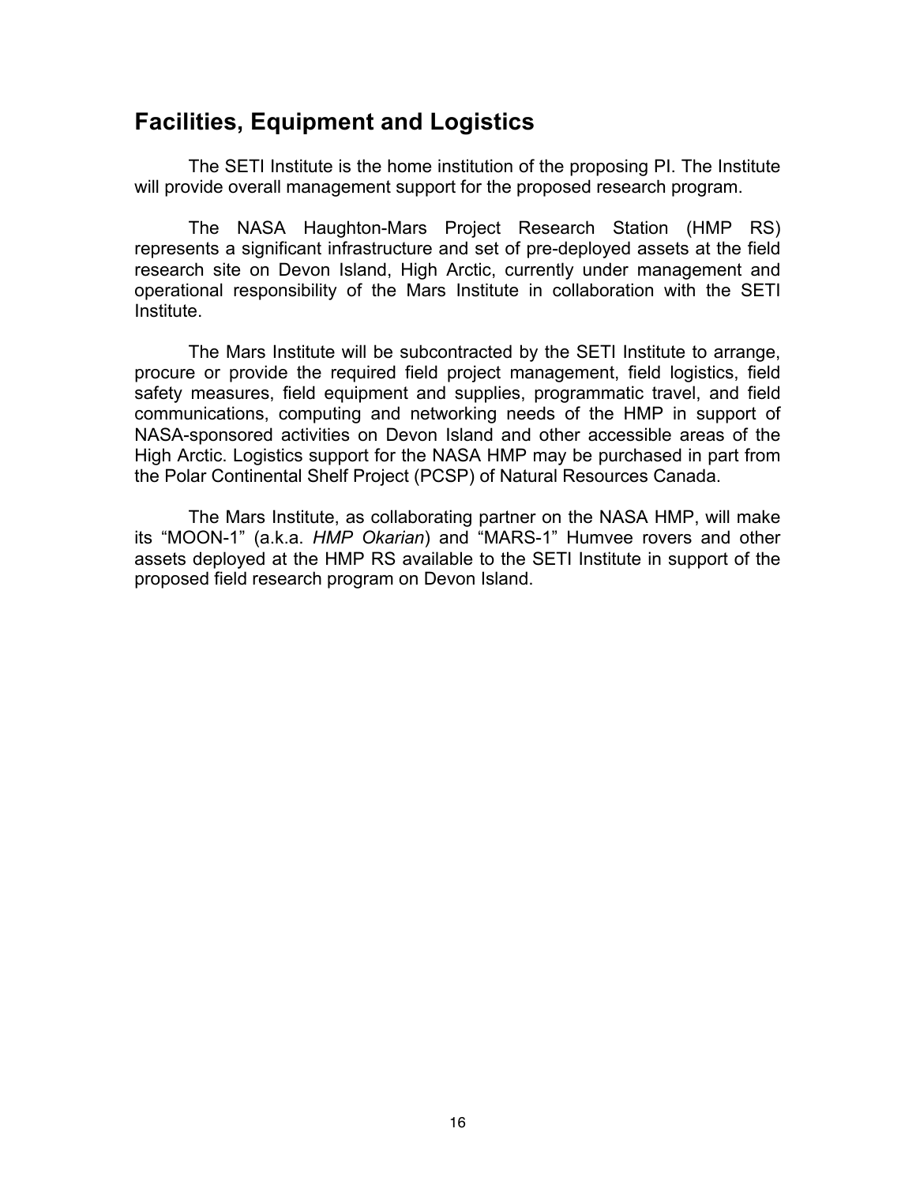## Facilities, Equipment and Logistics

The SETI Institute is the home institution of the proposing PI. The Institute will provide overall management support for the proposed research program.

The NASA Haughton-Mars Project Research Station (HMP RS) represents a significant infrastructure and set of pre-deployed assets at the field research site on Devon Island, High Arctic, currently under management and operational responsibility of the Mars Institute in collaboration with the SETI Institute.

The Mars Institute will be subcontracted by the SETI Institute to arrange, procure or provide the required field project management, field logistics, field safety measures, field equipment and supplies, programmatic travel, and field communications, computing and networking needs of the HMP in support of NASA-sponsored activities on Devon Island and other accessible areas of the High Arctic. Logistics support for the NASA HMP may be purchased in part from the Polar Continental Shelf Project (PCSP) of Natural Resources Canada.

The Mars Institute, as collaborating partner on the NASA HMP, will make its "MOON-1" (a.k.a. *HMP Okarian*) and "MARS-1" Humvee rovers and other assets deployed at the HMP RS available to the SETI Institute in support of the proposed field research program on Devon Island.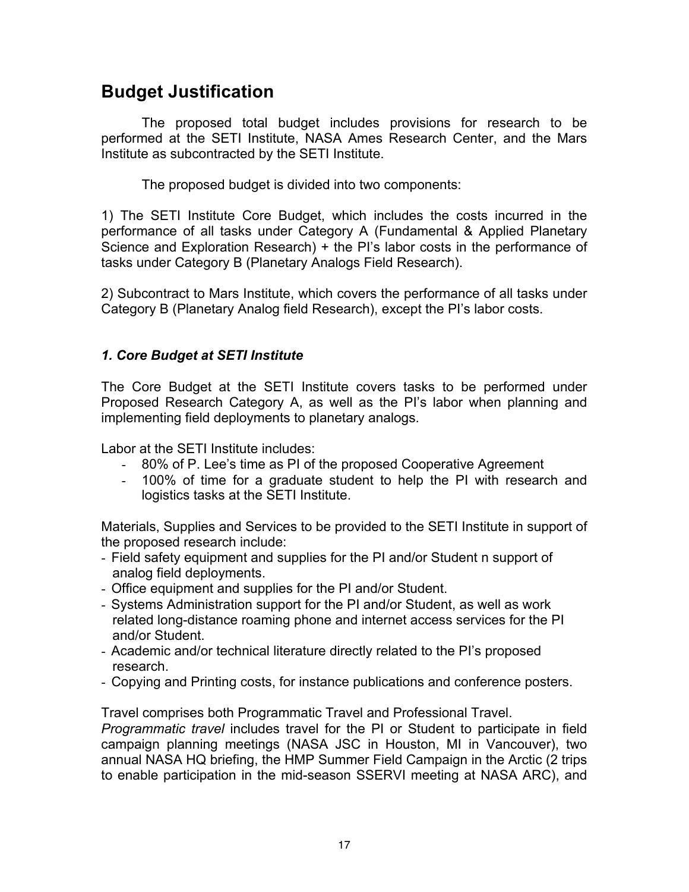## Budget Justification

The proposed total budget includes provisions for research to be performed at the SETI Institute, NASA Ames Research Center, and the Mars Institute as subcontracted by the SETI Institute.

The proposed budget is divided into two components:

1) The SETI Institute Core Budget, which includes the costs incurred in the performance of all tasks under Category A (Fundamental & Applied Planetary Science and Exploration Research) + the PI's labor costs in the performance of tasks under Category B (Planetary Analogs Field Research).

2) Subcontract to Mars Institute, which covers the performance of all tasks under Category B (Planetary Analog field Research), except the PI's labor costs.

### *1. Core Budget at SETI Institute*

The Core Budget at the SETI Institute covers tasks to be performed under Proposed Research Category A, as well as the PI's labor when planning and implementing field deployments to planetary analogs.

Labor at the SETI Institute includes:

- 80% of P. Lee's time as PI of the proposed Cooperative Agreement
- 100% of time for a graduate student to help the PI with research and logistics tasks at the SETI Institute.

Materials, Supplies and Services to be provided to the SETI Institute in support of the proposed research include:

- Field safety equipment and supplies for the PI and/or Student n support of analog field deployments.
- Office equipment and supplies for the PI and/or Student.
- Systems Administration support for the PI and/or Student, as well as work related long-distance roaming phone and internet access services for the PI and/or Student.
- Academic and/or technical literature directly related to the PI's proposed research.
- Copying and Printing costs, for instance publications and conference posters.

Travel comprises both Programmatic Travel and Professional Travel.
*Programmatic travel* includes travel for the PI or Student to participate in field campaign planning meetings (NASA JSC in Houston, MI in Vancouver), two annual NASA HQ briefing, the HMP Summer Field Campaign in the Arctic (2 trips to enable participation in the mid-season SSERVI meeting at NASA ARC), and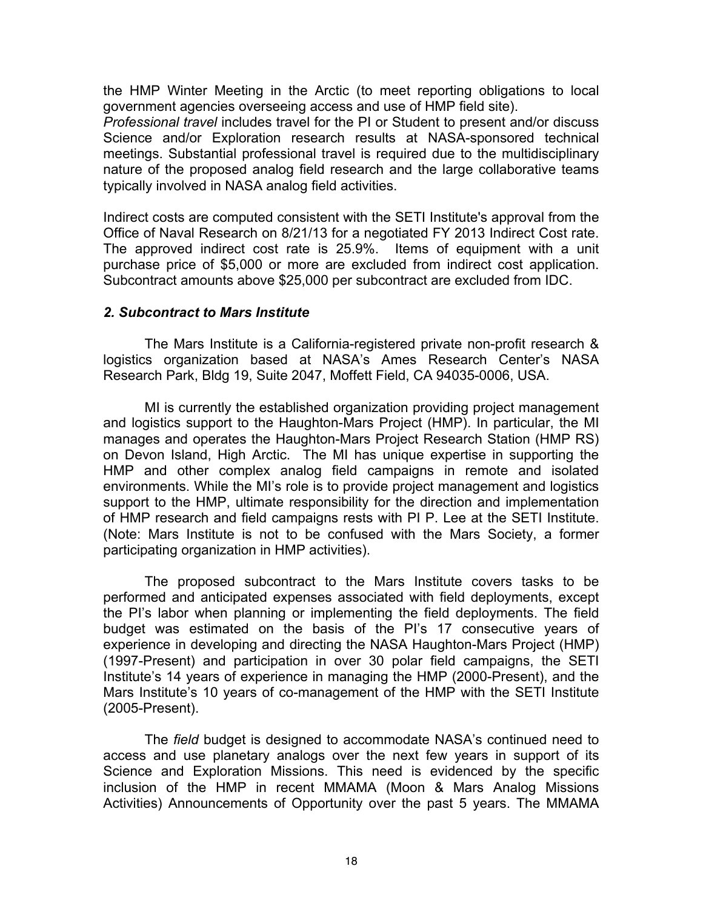the HMP Winter Meeting in the Arctic (to meet reporting obligations to local government agencies overseeing access and use of HMP field site).

*Professional travel* includes travel for the PI or Student to present and/or discuss Science and/or Exploration research results at NASA-sponsored technical meetings. Substantial professional travel is required due to the multidisciplinary nature of the proposed analog field research and the large collaborative teams typically involved in NASA analog field activities.

Indirect costs are computed consistent with the SETI Institute's approval from the Office of Naval Research on 8/21/13 for a negotiated FY 2013 Indirect Cost rate. The approved indirect cost rate is 25.9%. Items of equipment with a unit purchase price of $5,000 or more are excluded from indirect cost application. Subcontract amounts above $25,000 per subcontract are excluded from IDC.

### *2. Subcontract to Mars Institute*

The Mars Institute is a California-registered private non-profit research & logistics organization based at NASA's Ames Research Center's NASA Research Park, Bldg 19, Suite 2047, Moffett Field, CA 94035-0006, USA.

MI is currently the established organization providing project management and logistics support to the Haughton-Mars Project (HMP). In particular, the MI manages and operates the Haughton-Mars Project Research Station (HMP RS) on Devon Island, High Arctic. The MI has unique expertise in supporting the HMP and other complex analog field campaigns in remote and isolated environments. While the MI's role is to provide project management and logistics support to the HMP, ultimate responsibility for the direction and implementation of HMP research and field campaigns rests with PI P. Lee at the SETI Institute. (Note: Mars Institute is not to be confused with the Mars Society, a former participating organization in HMP activities).

The proposed subcontract to the Mars Institute covers tasks to be performed and anticipated expenses associated with field deployments, except the PI's labor when planning or implementing the field deployments. The field budget was estimated on the basis of the PI's 17 consecutive years of experience in developing and directing the NASA Haughton-Mars Project (HMP) (1997-Present) and participation in over 30 polar field campaigns, the SETI Institute's 14 years of experience in managing the HMP (2000-Present), and the Mars Institute's 10 years of co-management of the HMP with the SETI Institute (2005-Present).

The *field* budget is designed to accommodate NASA's continued need to access and use planetary analogs over the next few years in support of its Science and Exploration Missions. This need is evidenced by the specific inclusion of the HMP in recent MMAMA (Moon & Mars Analog Missions Activities) Announcements of Opportunity over the past 5 years. The MMAMA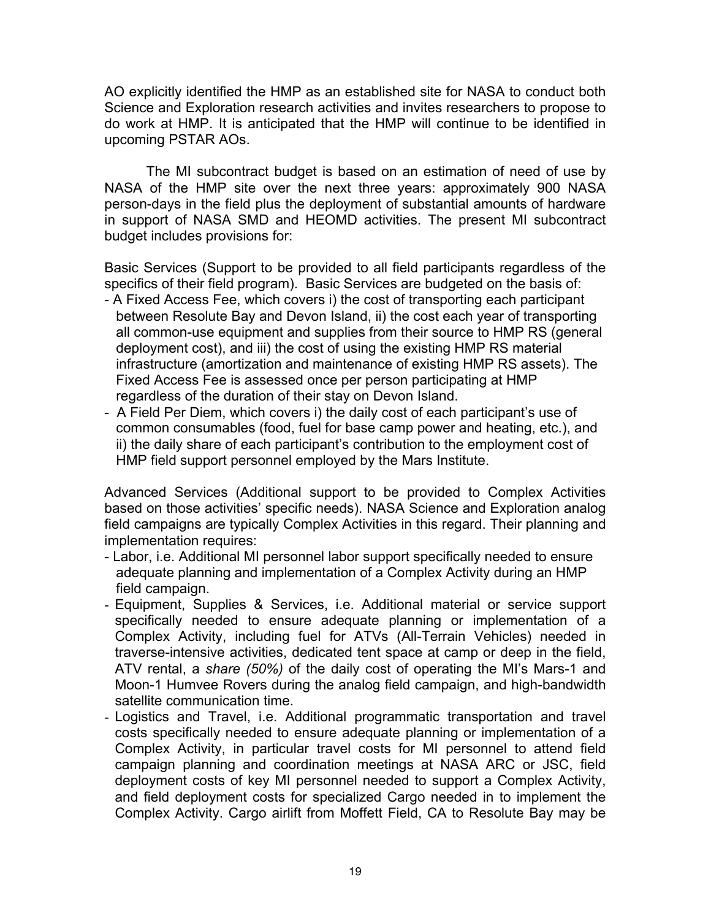AO explicitly identified the HMP as an established site for NASA to conduct both Science and Exploration research activities and invites researchers to propose to do work at HMP. It is anticipated that the HMP will continue to be identified in upcoming PSTAR AOs.

The MI subcontract budget is based on an estimation of need of use by NASA of the HMP site over the next three years: approximately 900 NASA person-days in the field plus the deployment of substantial amounts of hardware in support of NASA SMD and HEOMD activities. The present MI subcontract budget includes provisions for:

Basic Services (Support to be provided to all field participants regardless of the specifics of their field program). Basic Services are budgeted on the basis of:

- A Fixed Access Fee, which covers i) the cost of transporting each participant between Resolute Bay and Devon Island, ii) the cost each year of transporting all common-use equipment and supplies from their source to HMP RS (general deployment cost), and iii) the cost of using the existing HMP RS material infrastructure (amortization and maintenance of existing HMP RS assets). The Fixed Access Fee is assessed once per person participating at HMP regardless of the duration of their stay on Devon Island.
- A Field Per Diem, which covers i) the daily cost of each participant's use of common consumables (food, fuel for base camp power and heating, etc.), and ii) the daily share of each participant's contribution to the employment cost of HMP field support personnel employed by the Mars Institute.

Advanced Services (Additional support to be provided to Complex Activities based on those activities' specific needs). NASA Science and Exploration analog field campaigns are typically Complex Activities in this regard. Their planning and implementation requires:

- Labor, i.e. Additional MI personnel labor support specifically needed to ensure adequate planning and implementation of a Complex Activity during an HMP field campaign.
- Equipment, Supplies & Services, i.e. Additional material or service support specifically needed to ensure adequate planning or implementation of a Complex Activity, including fuel for ATVs (All-Terrain Vehicles) needed in traverse-intensive activities, dedicated tent space at camp or deep in the field, ATV rental, a *share (50%)* of the daily cost of operating the MI's Mars-1 and Moon-1 Humvee Rovers during the analog field campaign, and high-bandwidth satellite communication time.
- Logistics and Travel, i.e. Additional programmatic transportation and travel costs specifically needed to ensure adequate planning or implementation of a Complex Activity, in particular travel costs for MI personnel to attend field campaign planning and coordination meetings at NASA ARC or JSC, field deployment costs of key MI personnel needed to support a Complex Activity, and field deployment costs for specialized Cargo needed in to implement the Complex Activity. Cargo airlift from Moffett Field, CA to Resolute Bay may be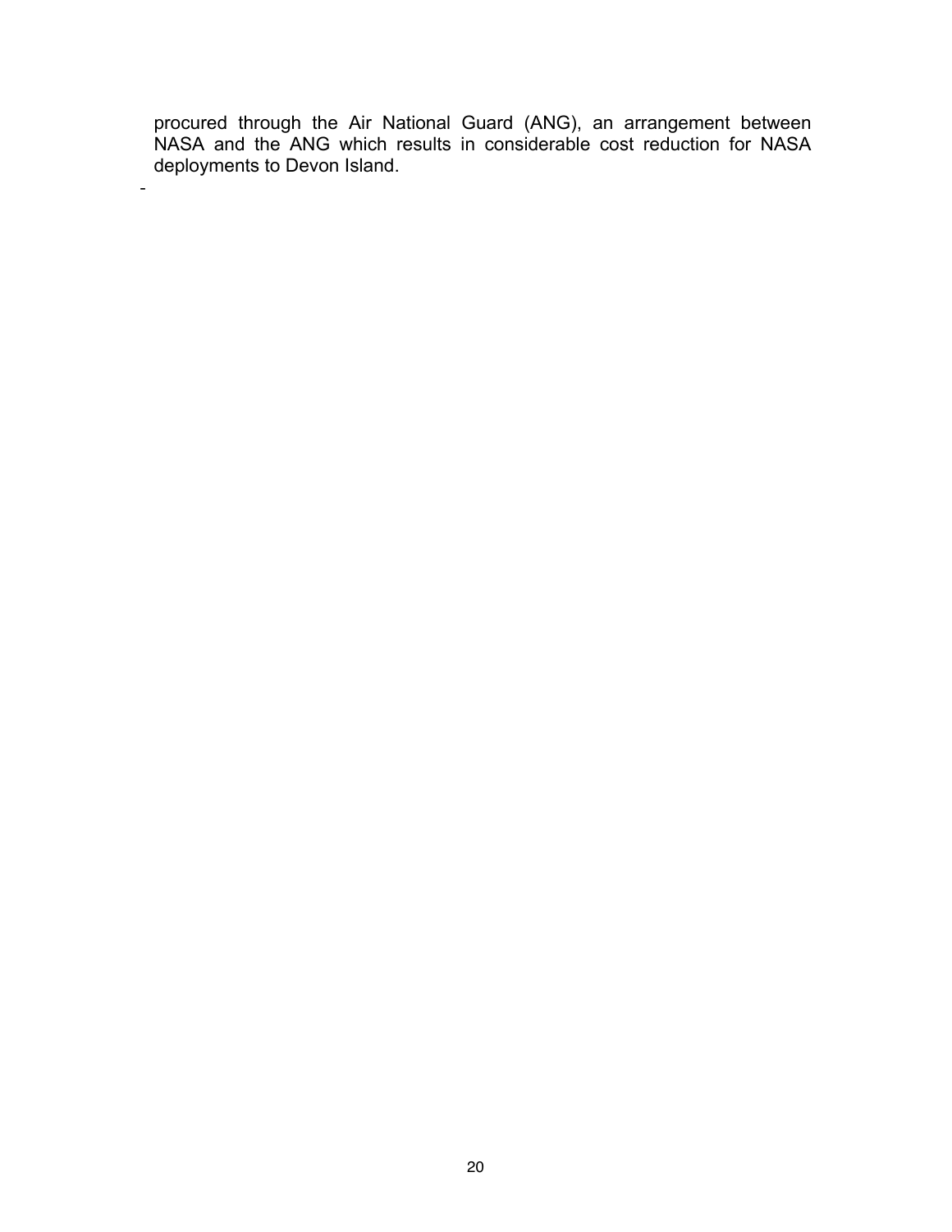procured through the Air National Guard (ANG), an arrangement between NASA and the ANG which results in considerable cost reduction for NASA deployments to Devon Island.

-